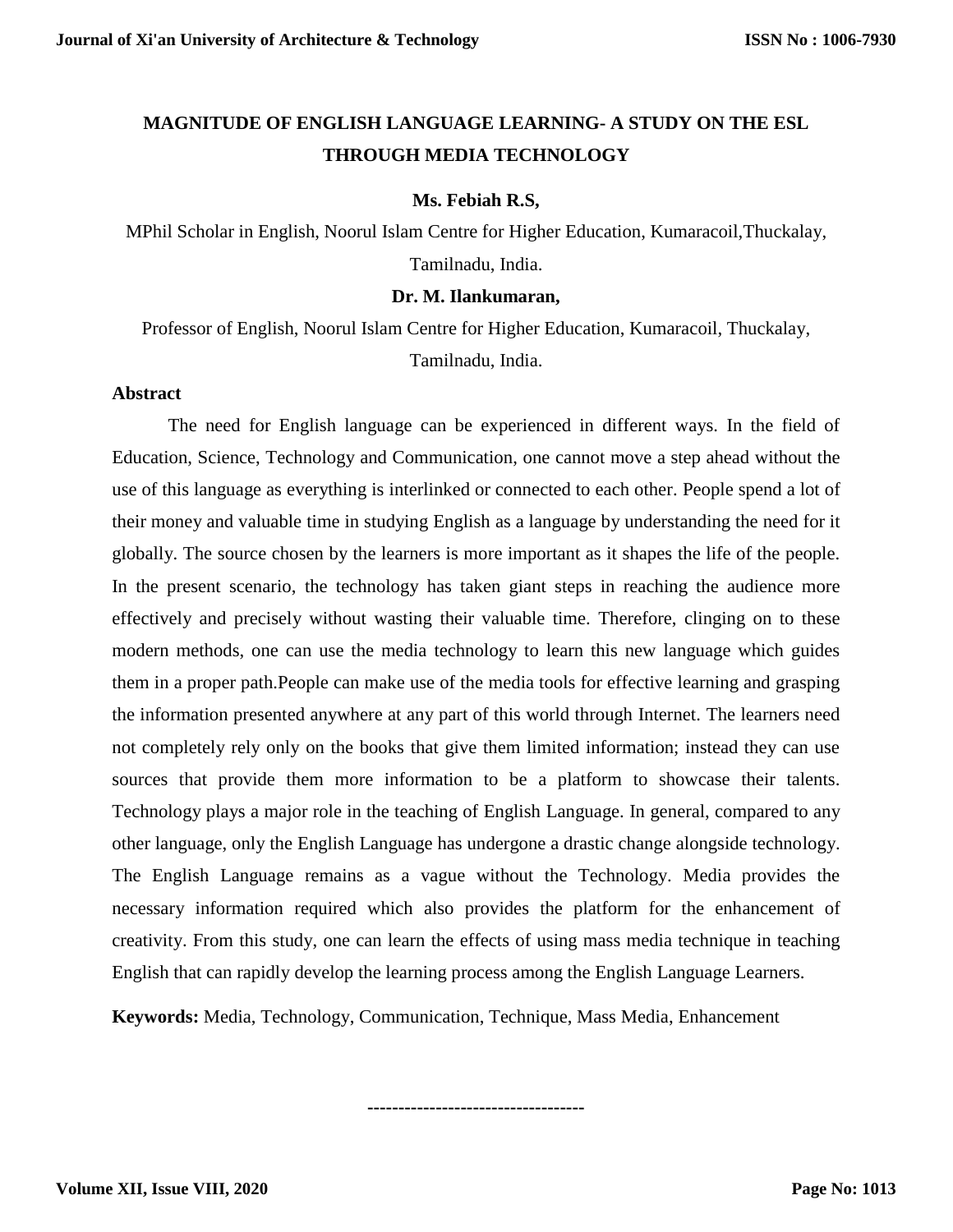# MAGNITUDE OF ENGLISH LANGUAGE LEARNING- A STUDY ON THE ESL THROUGH MEDIA TECHNOLOGY

**Ms. Febiah R.S,**

MPhil Scholar in English, Noorul Islam Centre for Higher Education, Kumaracoil,Thuckalay, Tamilnadu, India.

**Dr. M. Ilankumaran,**

Professor of English, Noorul Islam Centre for Higher Education, Kumaracoil, Thuckalay, Tamilnadu, India.

## Abstract

The need for English language can be experienced in different ways. In the field of Education, Science, Technology and Communication, one cannot move a step ahead without the use of this language as everything is interlinked or connected to each other. People spend a lot of their money and valuable time in studying English as a language by understanding the need for it globally. The source chosen by the learners is more important as it shapes the life of the people. In the present scenario, the technology has taken giant steps in reaching the audience more effectively and precisely without wasting their valuable time. Therefore, clinging on to these modern methods, one can use the media technology to learn this new language which guides them in a proper path.People can make use of the media tools for effective learning and grasping the information presented anywhere at any part of this world through Internet. The learners need not completely rely only on the books that give them limited information; instead they can use sources that provide them more information to be a platform to showcase their talents. Technology plays a major role in the teaching of English Language. In general, compared to any other language, only the English Language has undergone a drastic change alongside technology. The English Language remains as a vague without the Technology. Media provides the necessary information required which also provides the platform for the enhancement of creativity. From this study, one can learn the effects of using mass media technique in teaching English that can rapidly develop the learning process among the English Language Learners.

**Keywords:** Media, Technology, Communication, Technique, Mass Media, Enhancement

-----------------------------------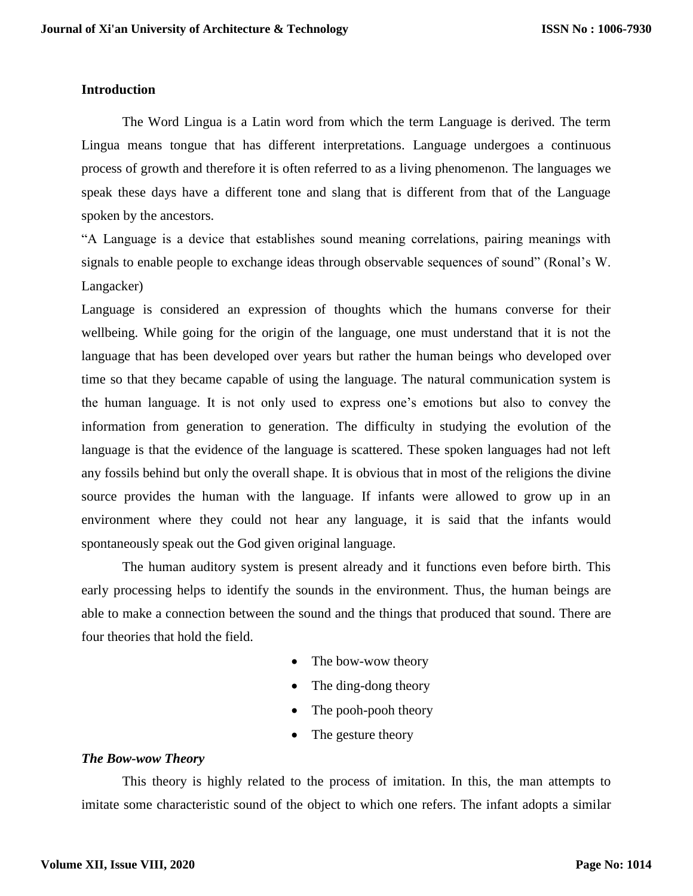## Introduction

The Word Lingua is a Latin word from which the term Language is derived. The term Lingua means tongue that has different interpretations. Language undergoes a continuous process of growth and therefore it is often referred to as a living phenomenon. The languages we speak these days have a different tone and slang that is different from that of the Language spoken by the ancestors.

"A Language is a device that establishes sound meaning correlations, pairing meanings with signals to enable people to exchange ideas through observable sequences of sound" (Ronal's W. Langacker)

Language is considered an expression of thoughts which the humans converse for their wellbeing. While going for the origin of the language, one must understand that it is not the language that has been developed over years but rather the human beings who developed over time so that they became capable of using the language. The natural communication system is the human language. It is not only used to express one's emotions but also to convey the information from generation to generation. The difficulty in studying the evolution of the language is that the evidence of the language is scattered. These spoken languages had not left any fossils behind but only the overall shape. It is obvious that in most of the religions the divine source provides the human with the language. If infants were allowed to grow up in an environment where they could not hear any language, it is said that the infants would spontaneously speak out the God given original language.

The human auditory system is present already and it functions even before birth. This early processing helps to identify the sounds in the environment. Thus, the human beings are able to make a connection between the sound and the things that produced that sound. There are four theories that hold the field.

- The bow-wow theory
- The ding-dong theory
- The pooh-pooh theory
- The gesture theory

### *The Bow-wow Theory*

This theory is highly related to the process of imitation. In this, the man attempts to imitate some characteristic sound of the object to which one refers. The infant adopts a similar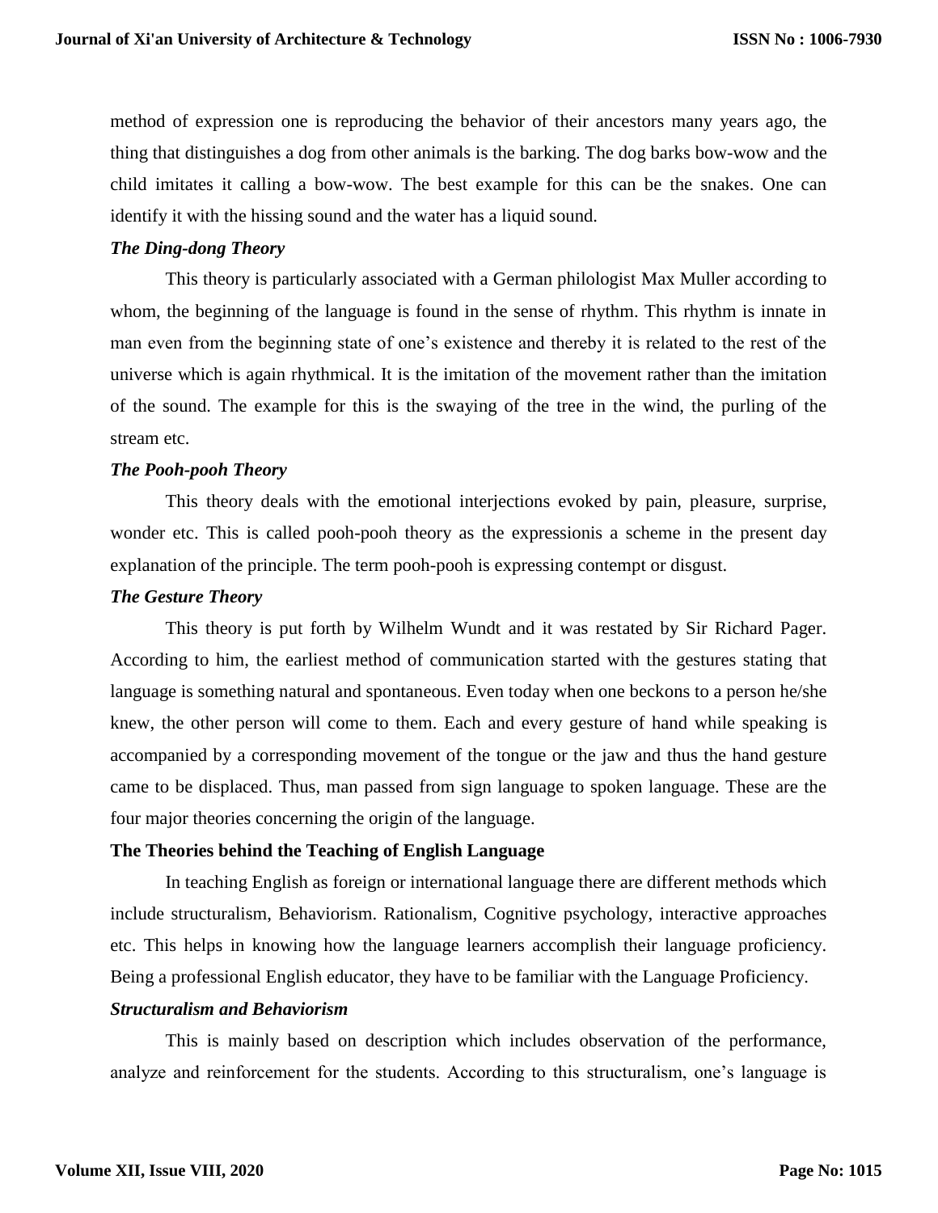method of expression one is reproducing the behavior of their ancestors many years ago, the thing that distinguishes a dog from other animals is the barking. The dog barks bow-wow and the child imitates it calling a bow-wow. The best example for this can be the snakes. One can identify it with the hissing sound and the water has a liquid sound.

### *The Ding-dong Theory*

This theory is particularly associated with a German philologist Max Muller according to whom, the beginning of the language is found in the sense of rhythm. This rhythm is innate in man even from the beginning state of one's existence and thereby it is related to the rest of the universe which is again rhythmical. It is the imitation of the movement rather than the imitation of the sound. The example for this is the swaying of the tree in the wind, the purling of the stream etc.

### *The Pooh-pooh Theory*

This theory deals with the emotional interjections evoked by pain, pleasure, surprise, wonder etc. This is called pooh-pooh theory as the expressionis a scheme in the present day explanation of the principle. The term pooh-pooh is expressing contempt or disgust.

### *The Gesture Theory*

This theory is put forth by Wilhelm Wundt and it was restated by Sir Richard Pager. According to him, the earliest method of communication started with the gestures stating that language is something natural and spontaneous. Even today when one beckons to a person he/she knew, the other person will come to them. Each and every gesture of hand while speaking is accompanied by a corresponding movement of the tongue or the jaw and thus the hand gesture came to be displaced. Thus, man passed from sign language to spoken language. These are the four major theories concerning the origin of the language.

## The Theories behind the Teaching of English Language

In teaching English as foreign or international language there are different methods which include structuralism, Behaviorism. Rationalism, Cognitive psychology, interactive approaches etc. This helps in knowing how the language learners accomplish their language proficiency. Being a professional English educator, they have to be familiar with the Language Proficiency.

### *Structuralism and Behaviorism*

This is mainly based on description which includes observation of the performance, analyze and reinforcement for the students. According to this structuralism, one's language is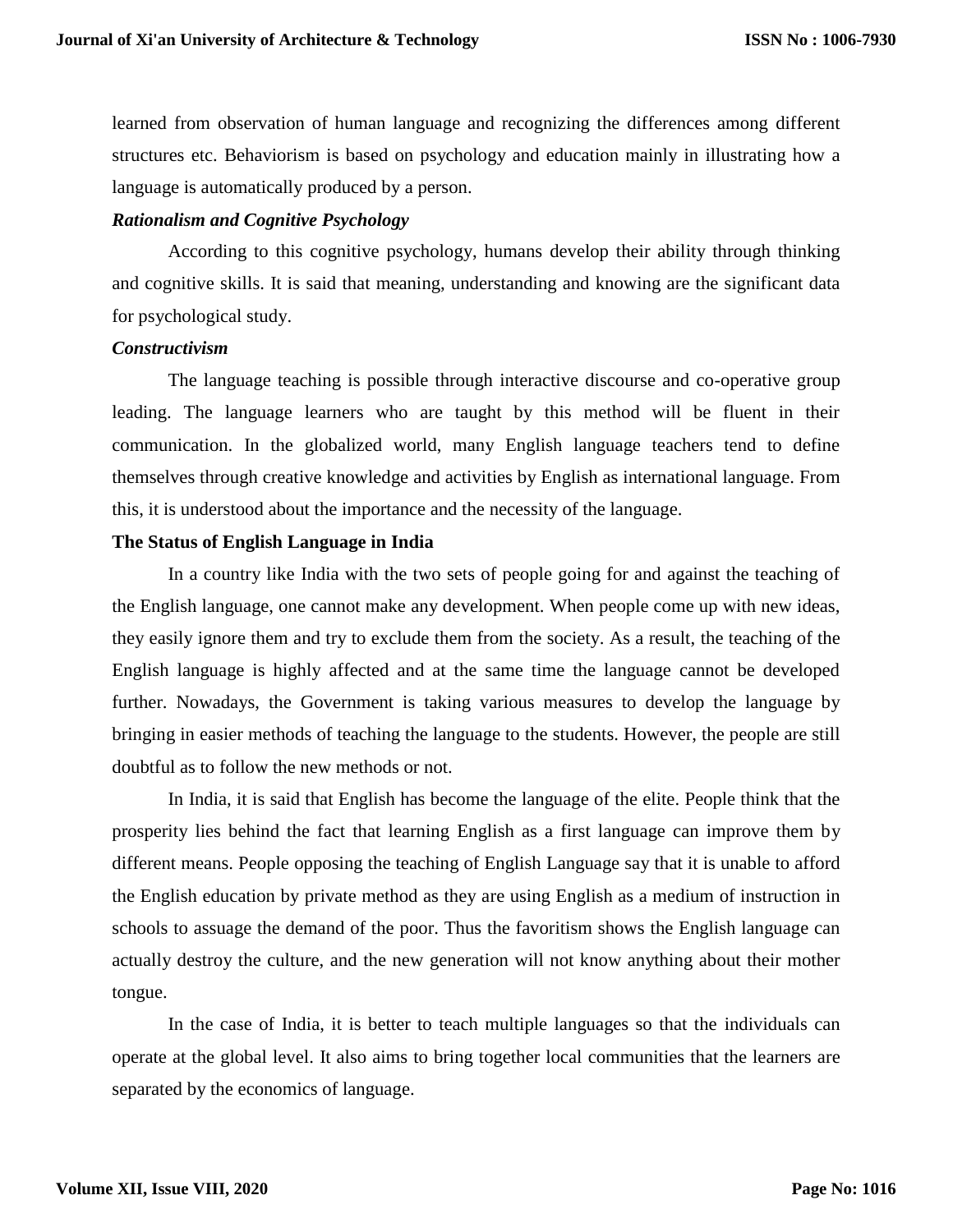learned from observation of human language and recognizing the differences among different structures etc. Behaviorism is based on psychology and education mainly in illustrating how a language is automatically produced by a person.

### *Rationalism and Cognitive Psychology*

According to this cognitive psychology, humans develop their ability through thinking and cognitive skills. It is said that meaning, understanding and knowing are the significant data for psychological study.

### *Constructivism*

The language teaching is possible through interactive discourse and co-operative group leading. The language learners who are taught by this method will be fluent in their communication. In the globalized world, many English language teachers tend to define themselves through creative knowledge and activities by English as international language. From this, it is understood about the importance and the necessity of the language.

## The Status of English Language in India

In a country like India with the two sets of people going for and against the teaching of the English language, one cannot make any development. When people come up with new ideas, they easily ignore them and try to exclude them from the society. As a result, the teaching of the English language is highly affected and at the same time the language cannot be developed further. Nowadays, the Government is taking various measures to develop the language by bringing in easier methods of teaching the language to the students. However, the people are still doubtful as to follow the new methods or not.

In India, it is said that English has become the language of the elite. People think that the prosperity lies behind the fact that learning English as a first language can improve them by different means. People opposing the teaching of English Language say that it is unable to afford the English education by private method as they are using English as a medium of instruction in schools to assuage the demand of the poor. Thus the favoritism shows the English language can actually destroy the culture, and the new generation will not know anything about their mother tongue.

In the case of India, it is better to teach multiple languages so that the individuals can operate at the global level. It also aims to bring together local communities that the learners are separated by the economics of language.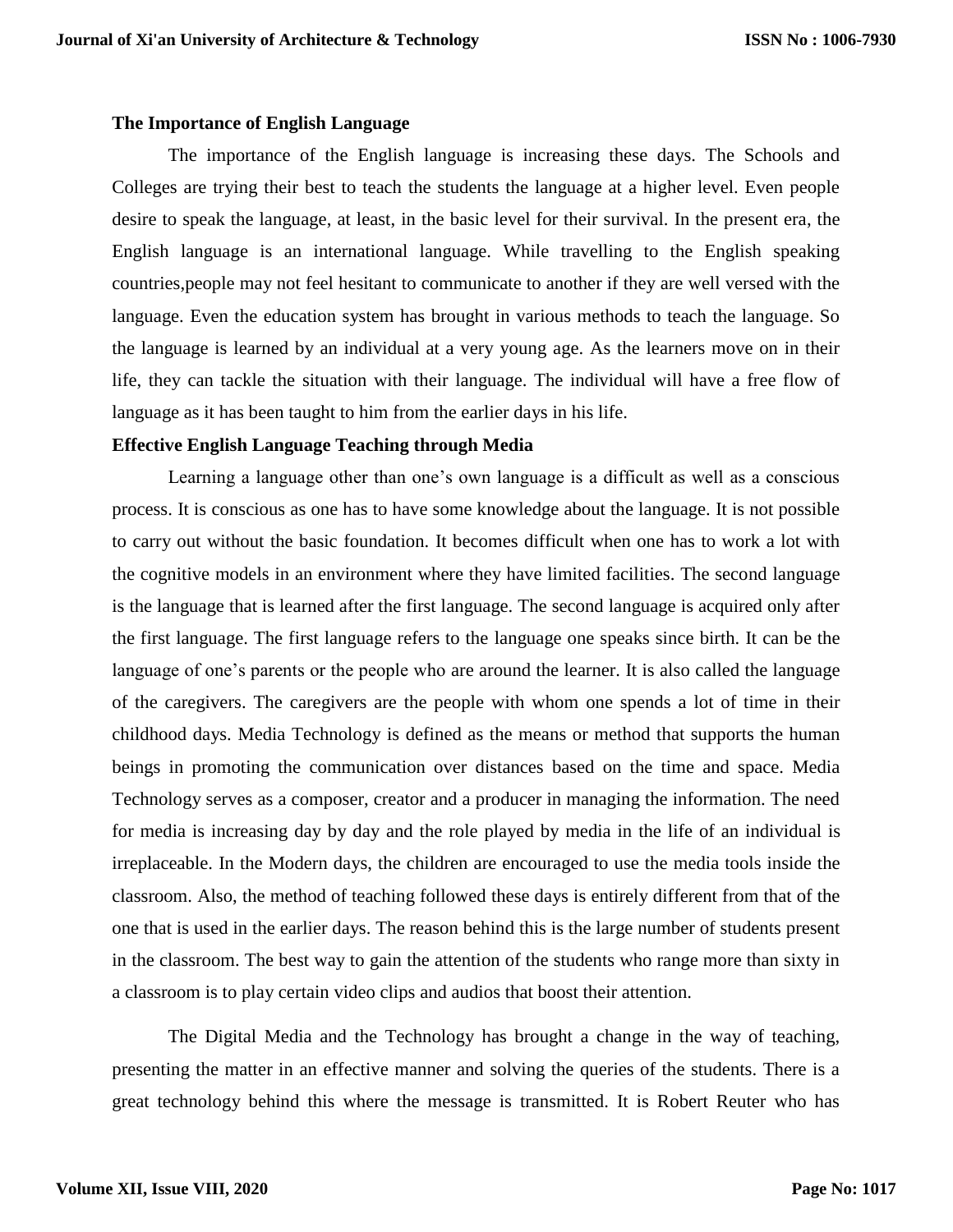### The Importance of English Language

The importance of the English language is increasing these days. The Schools and Colleges are trying their best to teach the students the language at a higher level. Even people desire to speak the language, at least, in the basic level for their survival. In the present era, the English language is an international language. While travelling to the English speaking countries,people may not feel hesitant to communicate to another if they are well versed with the language. Even the education system has brought in various methods to teach the language. So the language is learned by an individual at a very young age. As the learners move on in their life, they can tackle the situation with their language. The individual will have a free flow of language as it has been taught to him from the earlier days in his life.

### Effective English Language Teaching through Media

Learning a language other than one's own language is a difficult as well as a conscious process. It is conscious as one has to have some knowledge about the language. It is not possible to carry out without the basic foundation. It becomes difficult when one has to work a lot with the cognitive models in an environment where they have limited facilities. The second language is the language that is learned after the first language. The second language is acquired only after the first language. The first language refers to the language one speaks since birth. It can be the language of one's parents or the people who are around the learner. It is also called the language of the caregivers. The caregivers are the people with whom one spends a lot of time in their childhood days. Media Technology is defined as the means or method that supports the human beings in promoting the communication over distances based on the time and space. Media Technology serves as a composer, creator and a producer in managing the information. The need for media is increasing day by day and the role played by media in the life of an individual is irreplaceable. In the Modern days, the children are encouraged to use the media tools inside the classroom. Also, the method of teaching followed these days is entirely different from that of the one that is used in the earlier days. The reason behind this is the large number of students present in the classroom. The best way to gain the attention of the students who range more than sixty in a classroom is to play certain video clips and audios that boost their attention.

The Digital Media and the Technology has brought a change in the way of teaching, presenting the matter in an effective manner and solving the queries of the students. There is a great technology behind this where the message is transmitted. It is Robert Reuter who has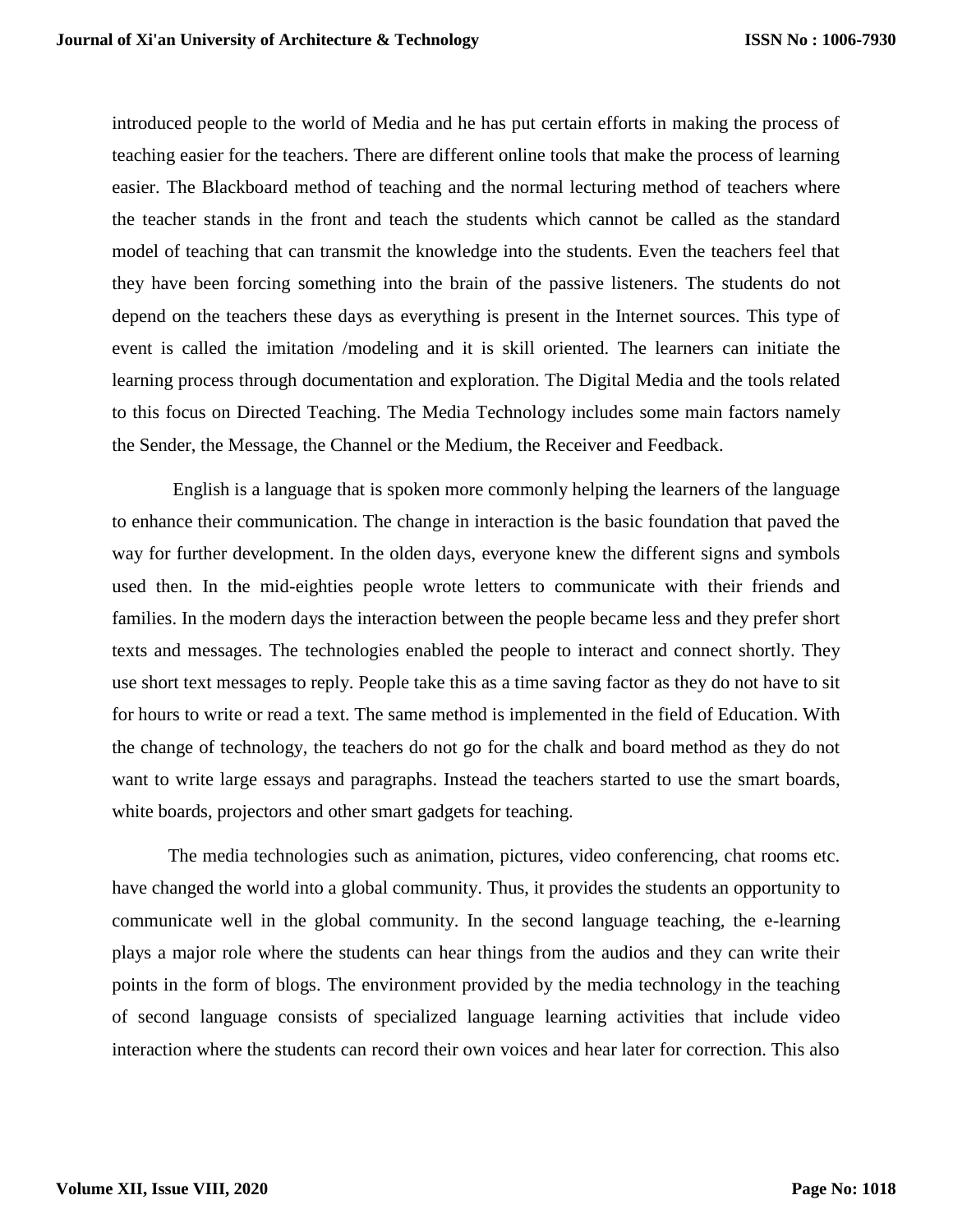introduced people to the world of Media and he has put certain efforts in making the process of teaching easier for the teachers. There are different online tools that make the process of learning easier. The Blackboard method of teaching and the normal lecturing method of teachers where the teacher stands in the front and teach the students which cannot be called as the standard model of teaching that can transmit the knowledge into the students. Even the teachers feel that they have been forcing something into the brain of the passive listeners. The students do not depend on the teachers these days as everything is present in the Internet sources. This type of event is called the imitation /modeling and it is skill oriented. The learners can initiate the learning process through documentation and exploration. The Digital Media and the tools related to this focus on Directed Teaching. The Media Technology includes some main factors namely the Sender, the Message, the Channel or the Medium, the Receiver and Feedback.

English is a language that is spoken more commonly helping the learners of the language to enhance their communication. The change in interaction is the basic foundation that paved the way for further development. In the olden days, everyone knew the different signs and symbols used then. In the mid-eighties people wrote letters to communicate with their friends and families. In the modern days the interaction between the people became less and they prefer short texts and messages. The technologies enabled the people to interact and connect shortly. They use short text messages to reply. People take this as a time saving factor as they do not have to sit for hours to write or read a text. The same method is implemented in the field of Education. With the change of technology, the teachers do not go for the chalk and board method as they do not want to write large essays and paragraphs. Instead the teachers started to use the smart boards, white boards, projectors and other smart gadgets for teaching.

The media technologies such as animation, pictures, video conferencing, chat rooms etc. have changed the world into a global community. Thus, it provides the students an opportunity to communicate well in the global community. In the second language teaching, the e-learning plays a major role where the students can hear things from the audios and they can write their points in the form of blogs. The environment provided by the media technology in the teaching of second language consists of specialized language learning activities that include video interaction where the students can record their own voices and hear later for correction. This also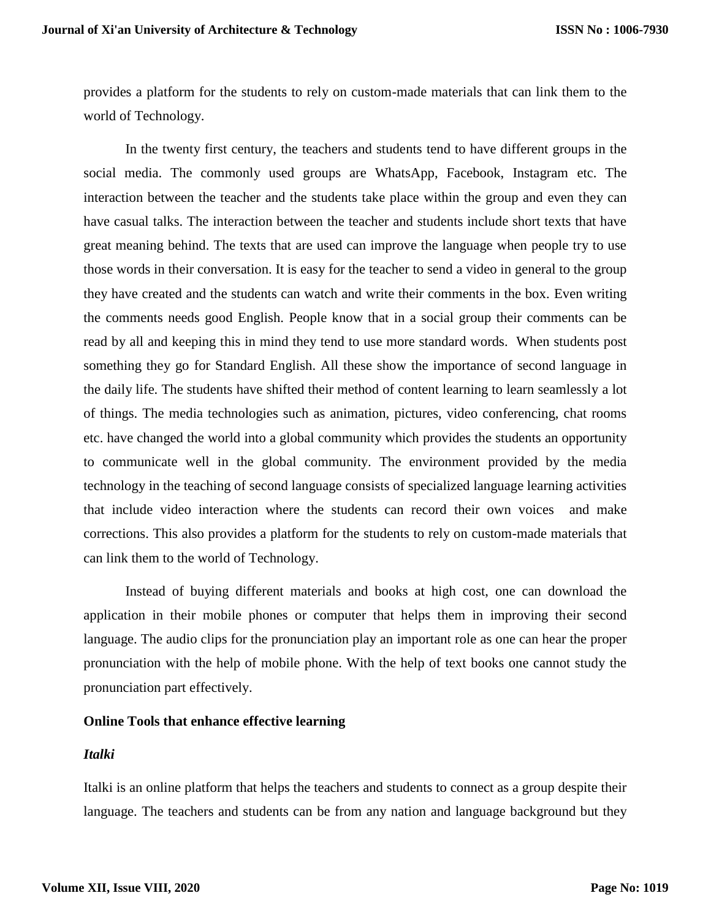provides a platform for the students to rely on custom-made materials that can link them to the world of Technology.

In the twenty first century, the teachers and students tend to have different groups in the social media. The commonly used groups are WhatsApp, Facebook, Instagram etc. The interaction between the teacher and the students take place within the group and even they can have casual talks. The interaction between the teacher and students include short texts that have great meaning behind. The texts that are used can improve the language when people try to use those words in their conversation. It is easy for the teacher to send a video in general to the group they have created and the students can watch and write their comments in the box. Even writing the comments needs good English. People know that in a social group their comments can be read by all and keeping this in mind they tend to use more standard words. When students post something they go for Standard English. All these show the importance of second language in the daily life. The students have shifted their method of content learning to learn seamlessly a lot of things. The media technologies such as animation, pictures, video conferencing, chat rooms etc. have changed the world into a global community which provides the students an opportunity to communicate well in the global community. The environment provided by the media technology in the teaching of second language consists of specialized language learning activities that include video interaction where the students can record their own voices and make corrections. This also provides a platform for the students to rely on custom-made materials that can link them to the world of Technology.

Instead of buying different materials and books at high cost, one can download the application in their mobile phones or computer that helps them in improving their second language. The audio clips for the pronunciation play an important role as one can hear the proper pronunciation with the help of mobile phone. With the help of text books one cannot study the pronunciation part effectively.

## Online Tools that enhance effective learning

### *Italki*

Italki is an online platform that helps the teachers and students to connect as a group despite their language. The teachers and students can be from any nation and language background but they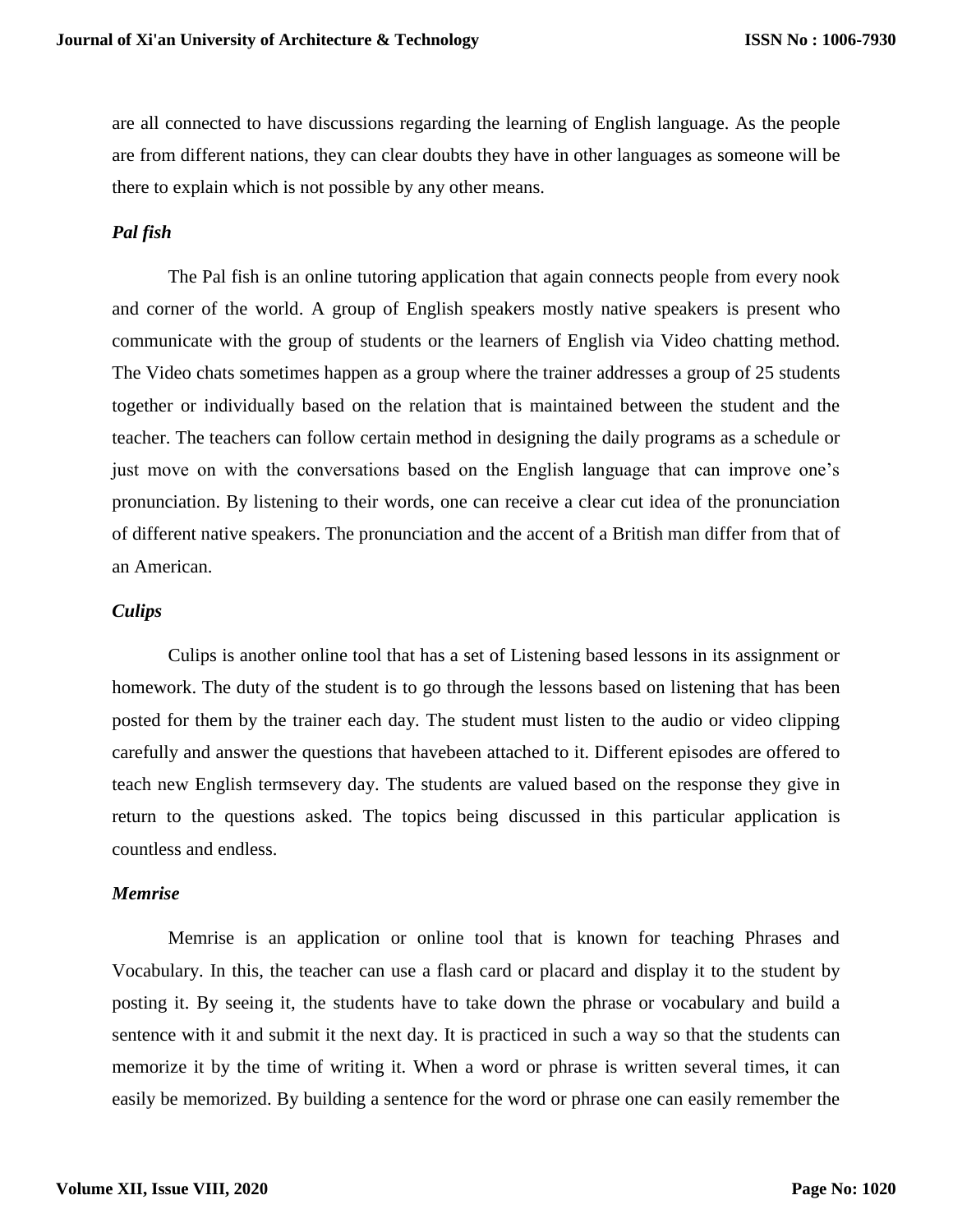are all connected to have discussions regarding the learning of English language. As the people are from different nations, they can clear doubts they have in other languages as someone will be there to explain which is not possible by any other means.

***Pal fish***

The Pal fish is an online tutoring application that again connects people from every nook and corner of the world. A group of English speakers mostly native speakers is present who communicate with the group of students or the learners of English via Video chatting method. The Video chats sometimes happen as a group where the trainer addresses a group of 25 students together or individually based on the relation that is maintained between the student and the teacher. The teachers can follow certain method in designing the daily programs as a schedule or just move on with the conversations based on the English language that can improve one's pronunciation. By listening to their words, one can receive a clear cut idea of the pronunciation of different native speakers. The pronunciation and the accent of a British man differ from that of an American.

***Culips***

Culips is another online tool that has a set of Listening based lessons in its assignment or homework. The duty of the student is to go through the lessons based on listening that has been posted for them by the trainer each day. The student must listen to the audio or video clipping carefully and answer the questions that havebeen attached to it. Different episodes are offered to teach new English termsevery day. The students are valued based on the response they give in return to the questions asked. The topics being discussed in this particular application is countless and endless.

***Memrise***

Memrise is an application or online tool that is known for teaching Phrases and Vocabulary. In this, the teacher can use a flash card or placard and display it to the student by posting it. By seeing it, the students have to take down the phrase or vocabulary and build a sentence with it and submit it the next day. It is practiced in such a way so that the students can memorize it by the time of writing it. When a word or phrase is written several times, it can easily be memorized. By building a sentence for the word or phrase one can easily remember the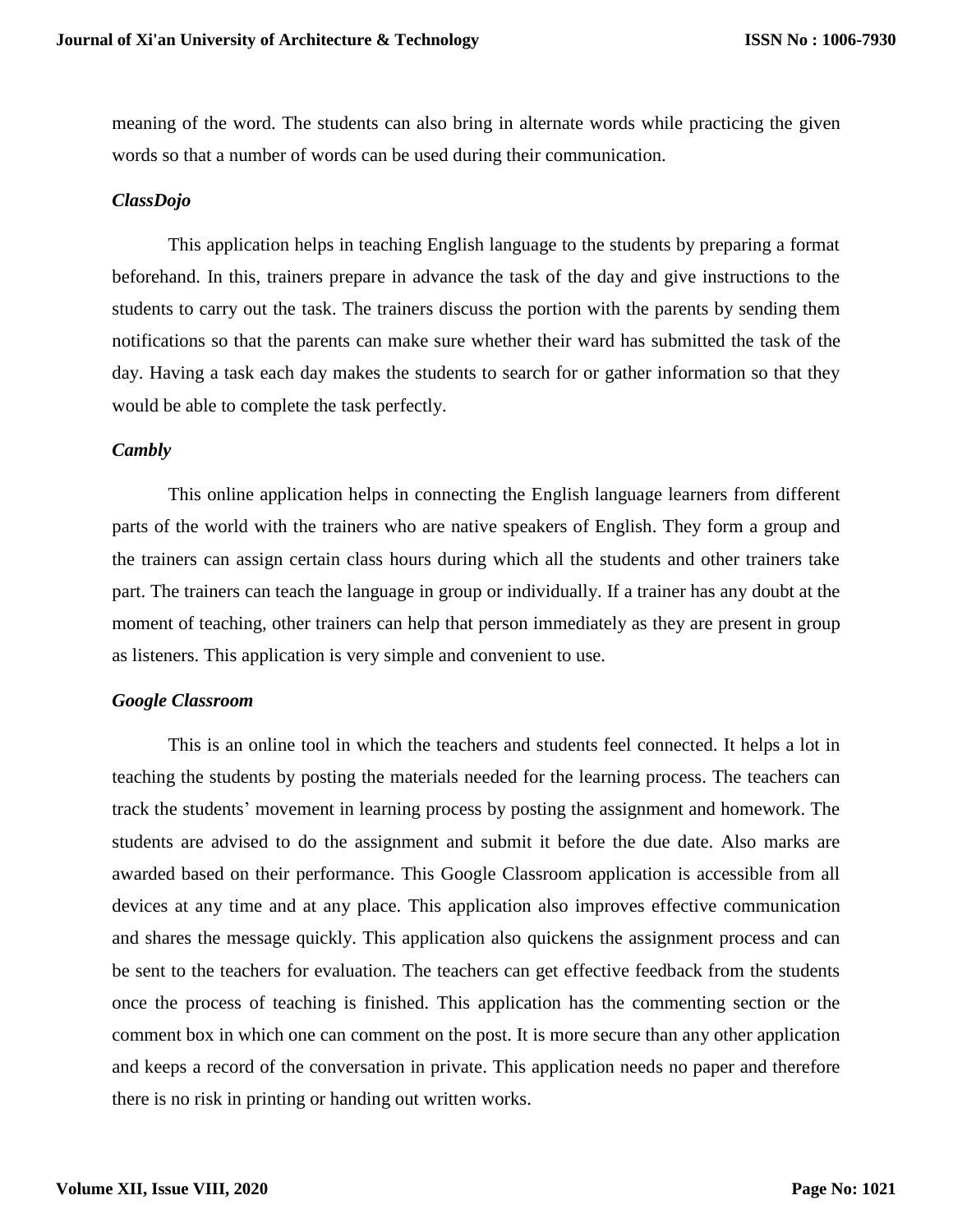meaning of the word. The students can also bring in alternate words while practicing the given words so that a number of words can be used during their communication.

### *ClassDojo*

This application helps in teaching English language to the students by preparing a format beforehand. In this, trainers prepare in advance the task of the day and give instructions to the students to carry out the task. The trainers discuss the portion with the parents by sending them notifications so that the parents can make sure whether their ward has submitted the task of the day. Having a task each day makes the students to search for or gather information so that they would be able to complete the task perfectly.

### *Cambly*

This online application helps in connecting the English language learners from different parts of the world with the trainers who are native speakers of English. They form a group and the trainers can assign certain class hours during which all the students and other trainers take part. The trainers can teach the language in group or individually. If a trainer has any doubt at the moment of teaching, other trainers can help that person immediately as they are present in group as listeners. This application is very simple and convenient to use.

### *Google Classroom*

This is an online tool in which the teachers and students feel connected. It helps a lot in teaching the students by posting the materials needed for the learning process. The teachers can track the students' movement in learning process by posting the assignment and homework. The students are advised to do the assignment and submit it before the due date. Also marks are awarded based on their performance. This Google Classroom application is accessible from all devices at any time and at any place. This application also improves effective communication and shares the message quickly. This application also quickens the assignment process and can be sent to the teachers for evaluation. The teachers can get effective feedback from the students once the process of teaching is finished. This application has the commenting section or the comment box in which one can comment on the post. It is more secure than any other application and keeps a record of the conversation in private. This application needs no paper and therefore there is no risk in printing or handing out written works.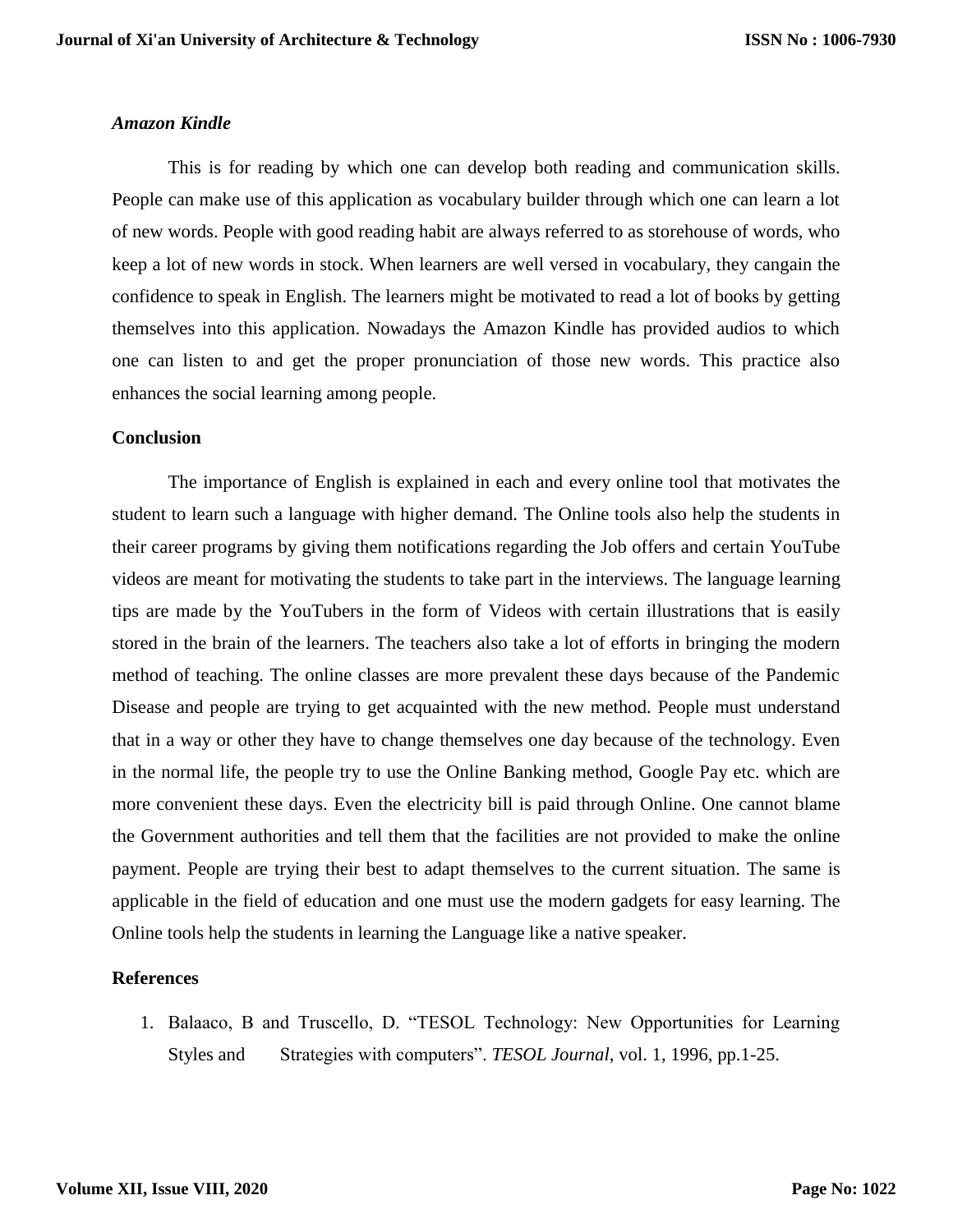### *Amazon Kindle*

This is for reading by which one can develop both reading and communication skills. People can make use of this application as vocabulary builder through which one can learn a lot of new words. People with good reading habit are always referred to as storehouse of words, who keep a lot of new words in stock. When learners are well versed in vocabulary, they cangain the confidence to speak in English. The learners might be motivated to read a lot of books by getting themselves into this application. Nowadays the Amazon Kindle has provided audios to which one can listen to and get the proper pronunciation of those new words. This practice also enhances the social learning among people.

## Conclusion

The importance of English is explained in each and every online tool that motivates the student to learn such a language with higher demand. The Online tools also help the students in their career programs by giving them notifications regarding the Job offers and certain YouTube videos are meant for motivating the students to take part in the interviews. The language learning tips are made by the YouTubers in the form of Videos with certain illustrations that is easily stored in the brain of the learners. The teachers also take a lot of efforts in bringing the modern method of teaching. The online classes are more prevalent these days because of the Pandemic Disease and people are trying to get acquainted with the new method. People must understand that in a way or other they have to change themselves one day because of the technology. Even in the normal life, the people try to use the Online Banking method, Google Pay etc. which are more convenient these days. Even the electricity bill is paid through Online. One cannot blame the Government authorities and tell them that the facilities are not provided to make the online payment. People are trying their best to adapt themselves to the current situation. The same is applicable in the field of education and one must use the modern gadgets for easy learning. The Online tools help the students in learning the Language like a native speaker.

## References

1. Balaaco, B and Truscello, D. "TESOL Technology: New Opportunities for Learning Styles and Strategies with computers". *TESOL Journal*, vol. 1, 1996, pp.1-25.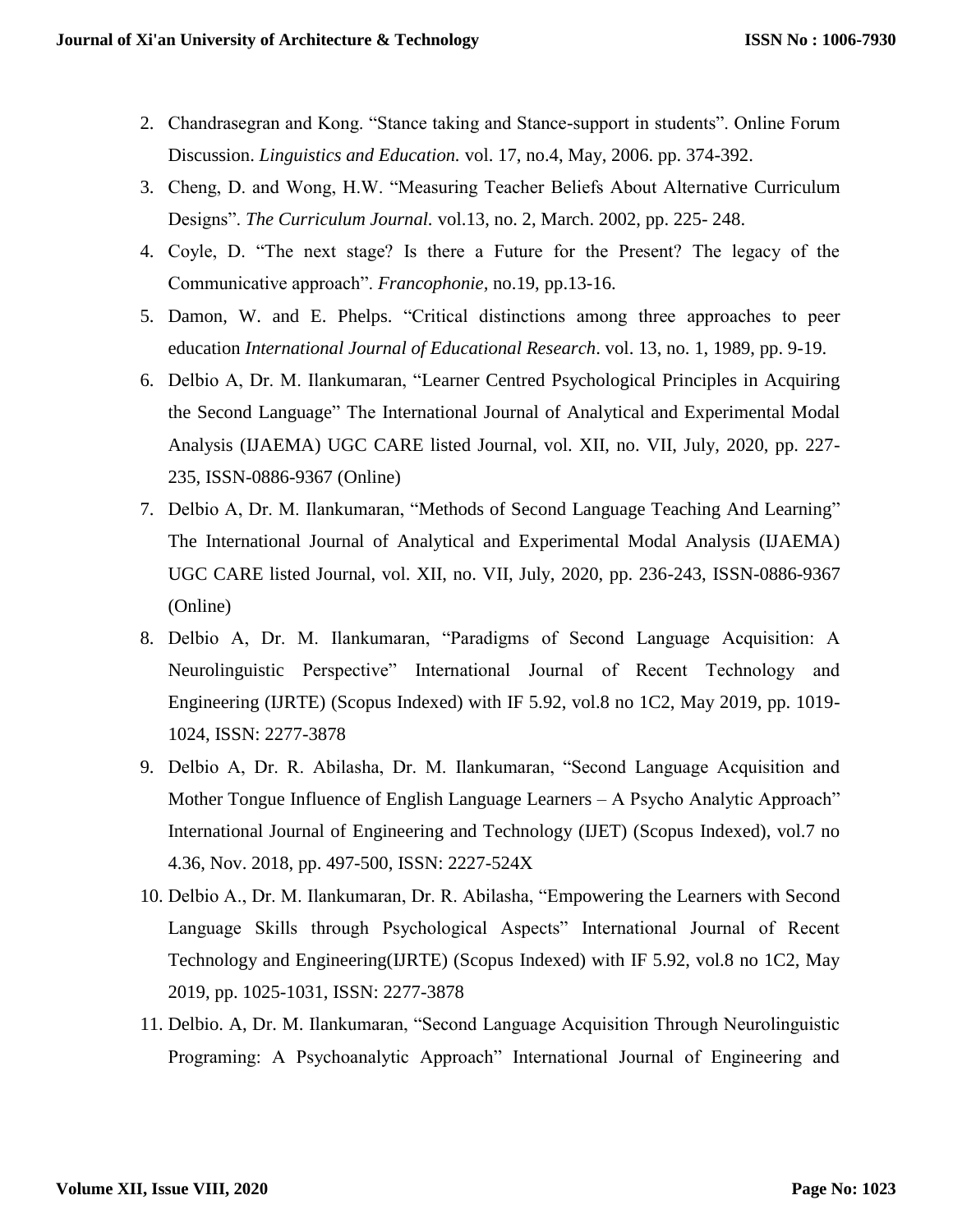2. Chandrasegran and Kong. “Stance taking and Stance-support in students”. Online Forum Discussion. *Linguistics and Education.* vol. 17, no.4, May, 2006. pp. 374-392.
3. Cheng, D. and Wong, H.W. “Measuring Teacher Beliefs About Alternative Curriculum Designs”. *The Curriculum Journal.* vol.13, no. 2, March. 2002, pp. 225- 248.
4. Coyle, D. “The next stage? Is there a Future for the Present? The legacy of the Communicative approach”. *Francophonie,* no.19, pp.13-16.
5. Damon, W. and E. Phelps. “Critical distinctions among three approaches to peer education *International Journal of Educational Research*. vol. 13, no. 1, 1989, pp. 9-19.
6. Delbio A, Dr. M. Ilankumaran, “Learner Centred Psychological Principles in Acquiring the Second Language” The International Journal of Analytical and Experimental Modal Analysis (IJAEMA) UGC CARE listed Journal, vol. XII, no. VII, July, 2020, pp. 227-235, ISSN-0886-9367 (Online)
7. Delbio A, Dr. M. Ilankumaran, “Methods of Second Language Teaching And Learning” The International Journal of Analytical and Experimental Modal Analysis (IJAEMA) UGC CARE listed Journal, vol. XII, no. VII, July, 2020, pp. 236-243, ISSN-0886-9367 (Online)
8. Delbio A, Dr. M. Ilankumaran, “Paradigms of Second Language Acquisition: A Neurolinguistic Perspective” International Journal of Recent Technology and Engineering (IJRTE) (Scopus Indexed) with IF 5.92, vol.8 no 1C2, May 2019, pp. 1019-1024, ISSN: 2277-3878
9. Delbio A, Dr. R. Abilasha, Dr. M. Ilankumaran, “Second Language Acquisition and Mother Tongue Influence of English Language Learners – A Psycho Analytic Approach” International Journal of Engineering and Technology (IJET) (Scopus Indexed), vol.7 no 4.36, Nov. 2018, pp. 497-500, ISSN: 2227-524X
10. Delbio A., Dr. M. Ilankumaran, Dr. R. Abilasha, “Empowering the Learners with Second Language Skills through Psychological Aspects” International Journal of Recent Technology and Engineering(IJRTE) (Scopus Indexed) with IF 5.92, vol.8 no 1C2, May 2019, pp. 1025-1031, ISSN: 2277-3878
11. Delbio. A, Dr. M. Ilankumaran, “Second Language Acquisition Through Neurolinguistic Programing: A Psychoanalytic Approach” International Journal of Engineering and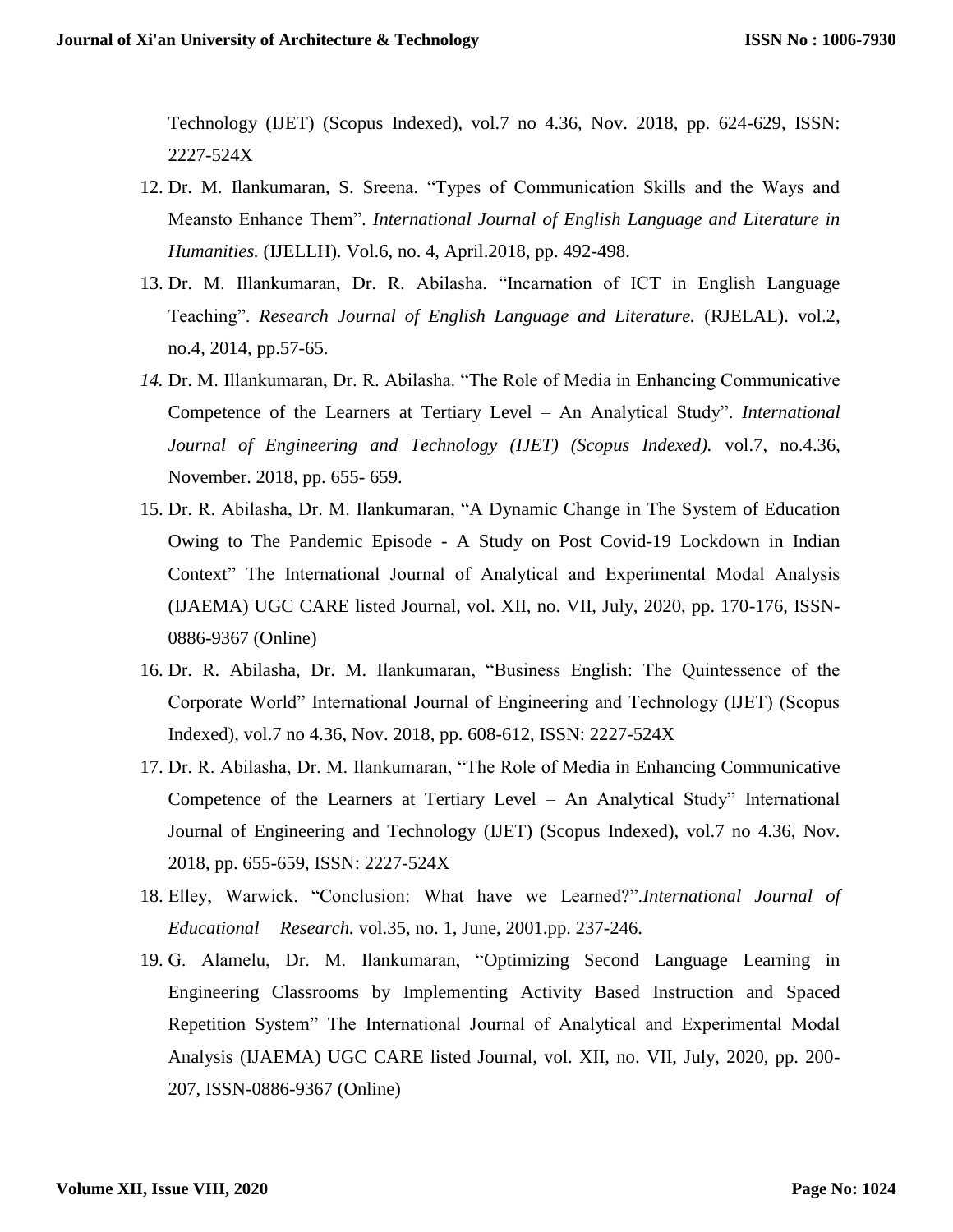Technology (IJET) (Scopus Indexed), vol.7 no 4.36, Nov. 2018, pp. 624-629, ISSN: 2227-524X

12. Dr. M. Ilankumaran, S. Sreena. “Types of Communication Skills and the Ways and Meansto Enhance Them”. *International Journal of English Language and Literature in Humanities.* (IJELLH). Vol.6, no. 4, April.2018, pp. 492-498.
13. Dr. M. Illankumaran, Dr. R. Abilasha. “Incarnation of ICT in English Language Teaching”. *Research Journal of English Language and Literature.* (RJELAL). vol.2, no.4, 2014, pp.57-65.
14. Dr. M. Illankumaran, Dr. R. Abilasha. “The Role of Media in Enhancing Communicative Competence of the Learners at Tertiary Level – An Analytical Study”. *International Journal of Engineering and Technology (IJET) (Scopus Indexed).* vol.7, no.4.36, November. 2018, pp. 655- 659.
15. Dr. R. Abilasha, Dr. M. Ilankumaran, “A Dynamic Change in The System of Education Owing to The Pandemic Episode - A Study on Post Covid-19 Lockdown in Indian Context” The International Journal of Analytical and Experimental Modal Analysis (IJAEMA) UGC CARE listed Journal, vol. XII, no. VII, July, 2020, pp. 170-176, ISSN-0886-9367 (Online)
16. Dr. R. Abilasha, Dr. M. Ilankumaran, “Business English: The Quintessence of the Corporate World” International Journal of Engineering and Technology (IJET) (Scopus Indexed), vol.7 no 4.36, Nov. 2018, pp. 608-612, ISSN: 2227-524X
17. Dr. R. Abilasha, Dr. M. Ilankumaran, “The Role of Media in Enhancing Communicative Competence of the Learners at Tertiary Level – An Analytical Study” International Journal of Engineering and Technology (IJET) (Scopus Indexed), vol.7 no 4.36, Nov. 2018, pp. 655-659, ISSN: 2227-524X
18. Elley, Warwick. “Conclusion: What have we Learned?”.*International Journal of Educational Research.* vol.35, no. 1, June, 2001.pp. 237-246.
19. G. Alamelu, Dr. M. Ilankumaran, “Optimizing Second Language Learning in Engineering Classrooms by Implementing Activity Based Instruction and Spaced Repetition System” The International Journal of Analytical and Experimental Modal Analysis (IJAEMA) UGC CARE listed Journal, vol. XII, no. VII, July, 2020, pp. 200-207, ISSN-0886-9367 (Online)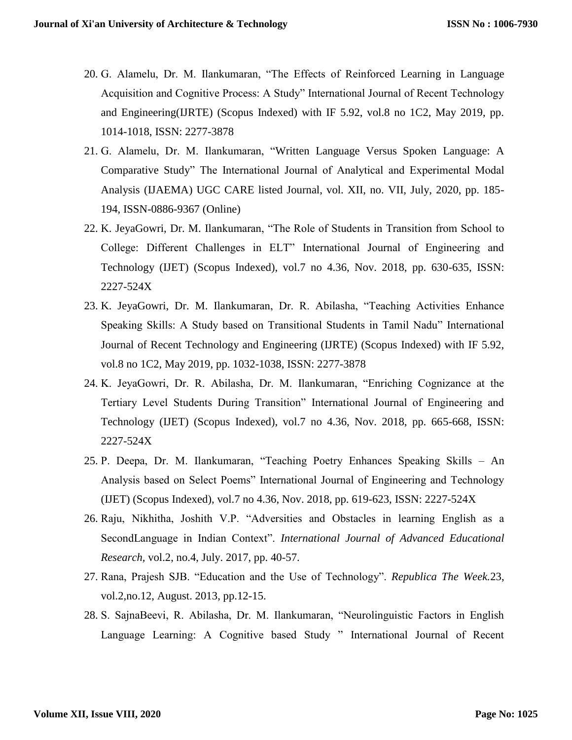20. G. Alamelu, Dr. M. Ilankumaran, "The Effects of Reinforced Learning in Language Acquisition and Cognitive Process: A Study" International Journal of Recent Technology and Engineering(IJRTE) (Scopus Indexed) with IF 5.92, vol.8 no 1C2, May 2019, pp. 1014-1018, ISSN: 2277-3878
21. G. Alamelu, Dr. M. Ilankumaran, "Written Language Versus Spoken Language: A Comparative Study" The International Journal of Analytical and Experimental Modal Analysis (IJAEMA) UGC CARE listed Journal, vol. XII, no. VII, July, 2020, pp. 185-194, ISSN-0886-9367 (Online)
22. K. JeyaGowri, Dr. M. Ilankumaran, "The Role of Students in Transition from School to College: Different Challenges in ELT" International Journal of Engineering and Technology (IJET) (Scopus Indexed), vol.7 no 4.36, Nov. 2018, pp. 630-635, ISSN: 2227-524X
23. K. JeyaGowri, Dr. M. Ilankumaran, Dr. R. Abilasha, "Teaching Activities Enhance Speaking Skills: A Study based on Transitional Students in Tamil Nadu" International Journal of Recent Technology and Engineering (IJRTE) (Scopus Indexed) with IF 5.92, vol.8 no 1C2, May 2019, pp. 1032-1038, ISSN: 2277-3878
24. K. JeyaGowri, Dr. R. Abilasha, Dr. M. Ilankumaran, "Enriching Cognizance at the Tertiary Level Students During Transition" International Journal of Engineering and Technology (IJET) (Scopus Indexed), vol.7 no 4.36, Nov. 2018, pp. 665-668, ISSN: 2227-524X
25. P. Deepa, Dr. M. Ilankumaran, "Teaching Poetry Enhances Speaking Skills – An Analysis based on Select Poems" International Journal of Engineering and Technology (IJET) (Scopus Indexed), vol.7 no 4.36, Nov. 2018, pp. 619-623, ISSN: 2227-524X
26. Raju, Nikhitha, Joshith V.P. "Adversities and Obstacles in learning English as a SecondLanguage in Indian Context". *International Journal of Advanced Educational Research*, vol.2, no.4, July. 2017, pp. 40-57.
27. Rana, Prajesh SJB. "Education and the Use of Technology". *Republica The Week.*23, vol.2,no.12, August. 2013, pp.12-15.
28. S. SajnaBeevi, R. Abilasha, Dr. M. Ilankumaran, "Neurolinguistic Factors in English Language Learning: A Cognitive based Study " International Journal of Recent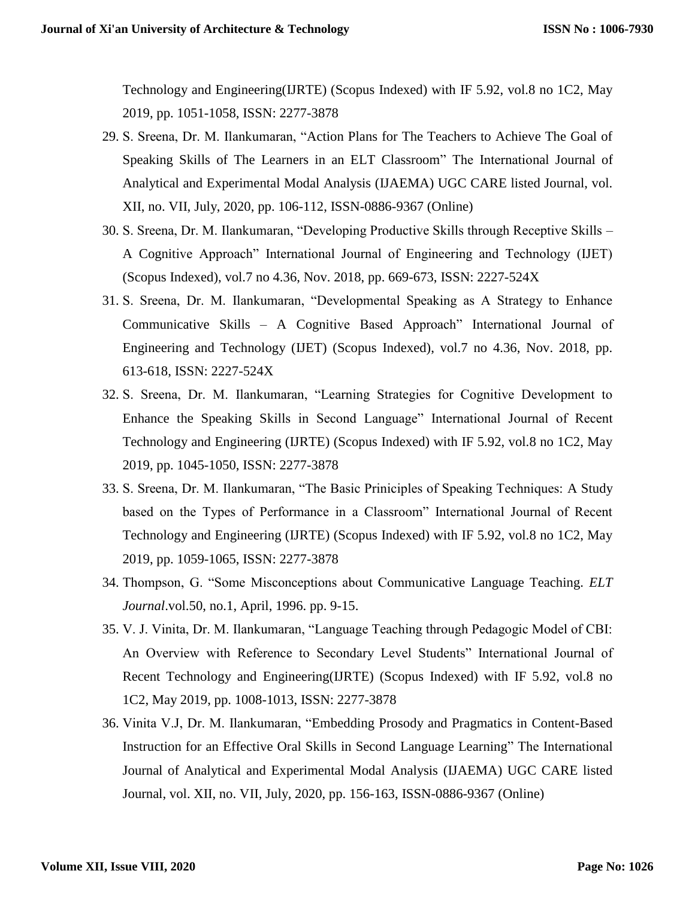Technology and Engineering(IJRTE) (Scopus Indexed) with IF 5.92, vol.8 no 1C2, May 2019, pp. 1051-1058, ISSN: 2277-3878

29. S. Sreena, Dr. M. Ilankumaran, "Action Plans for The Teachers to Achieve The Goal of Speaking Skills of The Learners in an ELT Classroom" The International Journal of Analytical and Experimental Modal Analysis (IJAEMA) UGC CARE listed Journal, vol. XII, no. VII, July, 2020, pp. 106-112, ISSN-0886-9367 (Online)
30. S. Sreena, Dr. M. Ilankumaran, "Developing Productive Skills through Receptive Skills – A Cognitive Approach" International Journal of Engineering and Technology (IJET) (Scopus Indexed), vol.7 no 4.36, Nov. 2018, pp. 669-673, ISSN: 2227-524X
31. S. Sreena, Dr. M. Ilankumaran, "Developmental Speaking as A Strategy to Enhance Communicative Skills – A Cognitive Based Approach" International Journal of Engineering and Technology (IJET) (Scopus Indexed), vol.7 no 4.36, Nov. 2018, pp. 613-618, ISSN: 2227-524X
32. S. Sreena, Dr. M. Ilankumaran, "Learning Strategies for Cognitive Development to Enhance the Speaking Skills in Second Language" International Journal of Recent Technology and Engineering (IJRTE) (Scopus Indexed) with IF 5.92, vol.8 no 1C2, May 2019, pp. 1045-1050, ISSN: 2277-3878
33. S. Sreena, Dr. M. Ilankumaran, "The Basic Priniciples of Speaking Techniques: A Study based on the Types of Performance in a Classroom" International Journal of Recent Technology and Engineering (IJRTE) (Scopus Indexed) with IF 5.92, vol.8 no 1C2, May 2019, pp. 1059-1065, ISSN: 2277-3878
34. Thompson, G. "Some Misconceptions about Communicative Language Teaching. *ELT Journal*.vol.50, no.1, April, 1996. pp. 9-15.
35. V. J. Vinita, Dr. M. Ilankumaran, "Language Teaching through Pedagogic Model of CBI: An Overview with Reference to Secondary Level Students" International Journal of Recent Technology and Engineering(IJRTE) (Scopus Indexed) with IF 5.92, vol.8 no 1C2, May 2019, pp. 1008-1013, ISSN: 2277-3878
36. Vinita V.J, Dr. M. Ilankumaran, "Embedding Prosody and Pragmatics in Content-Based Instruction for an Effective Oral Skills in Second Language Learning" The International Journal of Analytical and Experimental Modal Analysis (IJAEMA) UGC CARE listed Journal, vol. XII, no. VII, July, 2020, pp. 156-163, ISSN-0886-9367 (Online)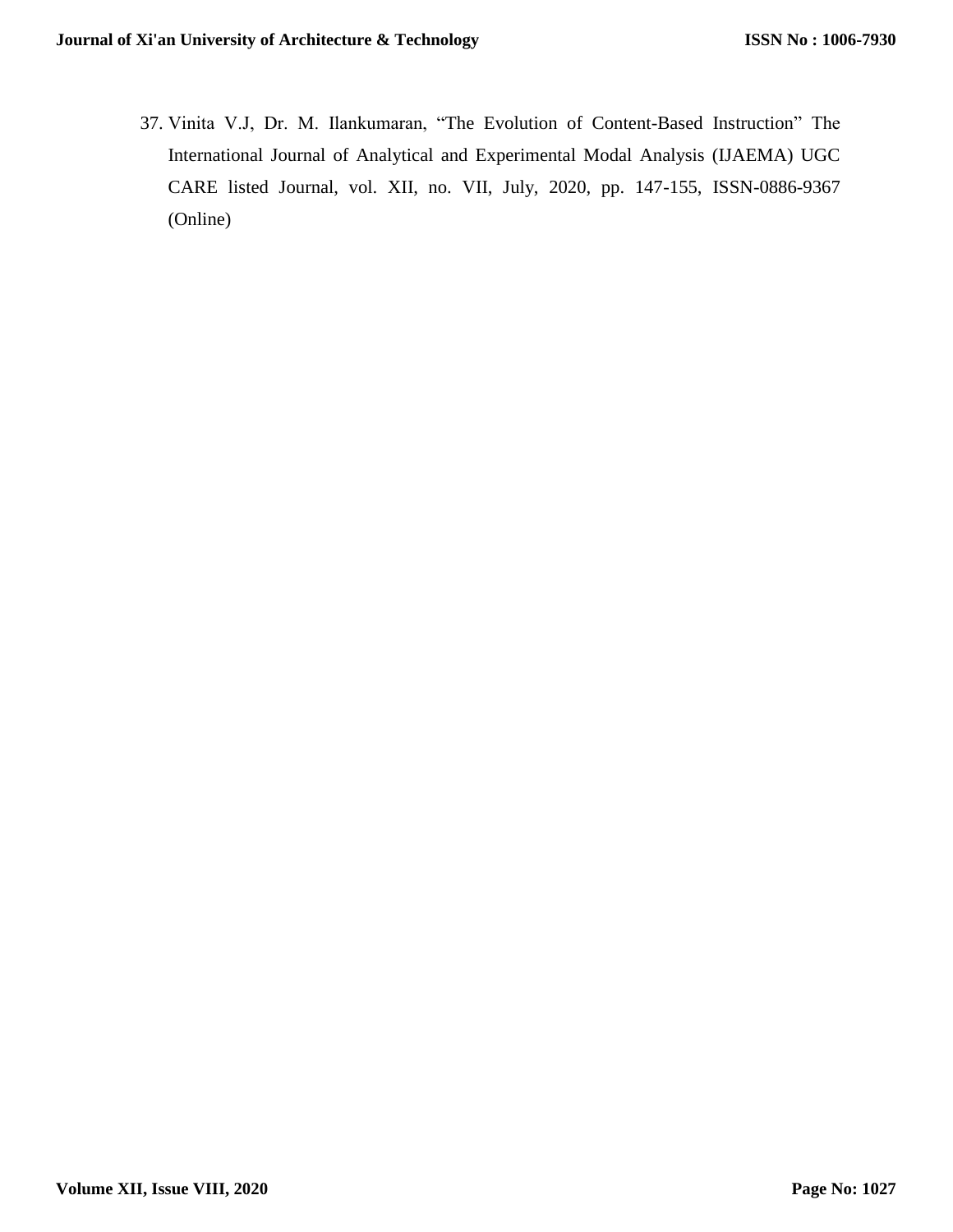37. Vinita V.J, Dr. M. Ilankumaran, “The Evolution of Content-Based Instruction” The International Journal of Analytical and Experimental Modal Analysis (IJAEMA) UGC CARE listed Journal, vol. XII, no. VII, July, 2020, pp. 147-155, ISSN-0886-9367 (Online)